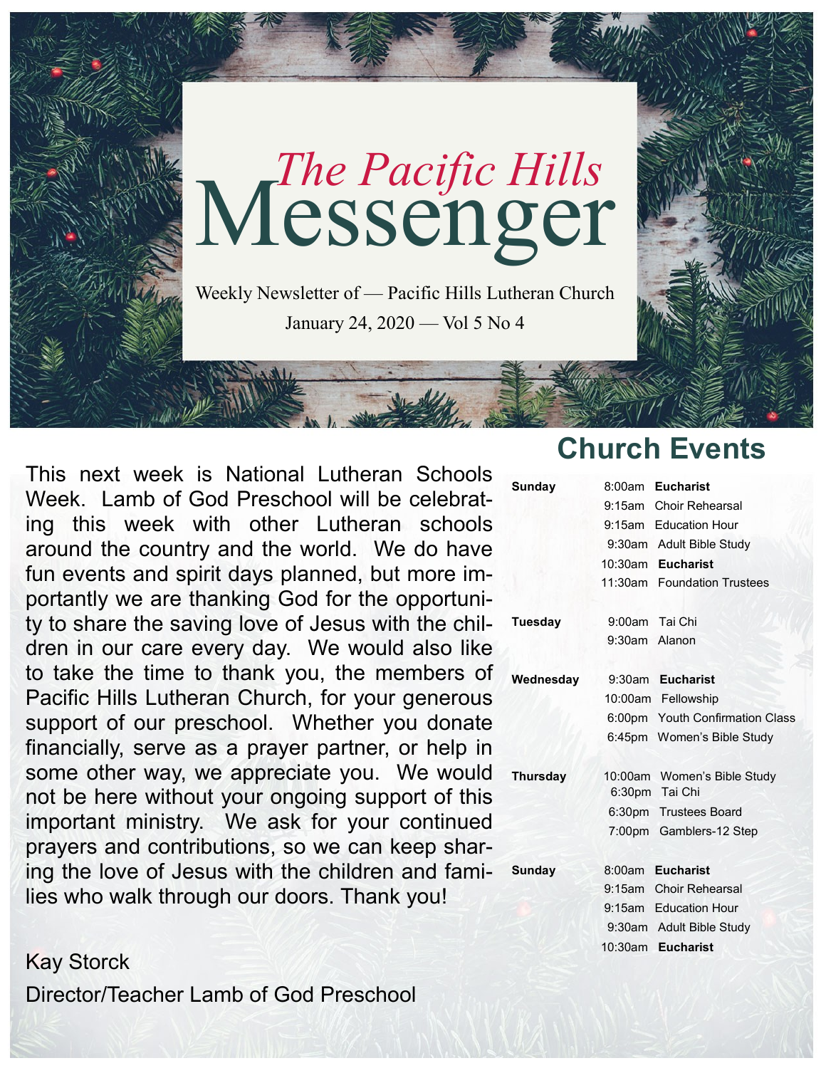# *The Pacific Hills* Messenger

Weekly Newsletter of — Pacific Hills Lutheran Church

January 24, 2020 — Vol 5 No 4

This next week is National Lutheran Schools Week. Lamb of God Preschool will be celebrating this week with other Lutheran schools around the country and the world. We do have fun events and spirit days planned, but more importantly we are thanking God for the opportunity to share the saving love of Jesus with the children in our care every day. We would also like to take the time to thank you, the members of Pacific Hills Lutheran Church, for your generous support of our preschool. Whether you donate financially, serve as a prayer partner, or help in some other way, we appreciate you. We would not be here without your ongoing support of this important ministry. We ask for your continued prayers and contributions, so we can keep sharing the love of Jesus with the children and families who walk through our doors. Thank you!

Kay Storck

Director/Teacher Lamb of God Preschool

## Church Events

| | | |
|---|---|---|
| **Sunday** | 8:00am | **Eucharist** |
| | 9:15am | Choir Rehearsal |
| | 9:15am | Education Hour |
| | 9:30am | Adult Bible Study |
| | 10:30am | **Eucharist** |
| | 11:30am | Foundation Trustees |
| **Tuesday** | 9:00am | Tai Chi |
| | 9:30am | Alanon |
| **Wednesday** | 9:30am | **Eucharist** |
| | 10:00am | Fellowship |
| | 6:00pm | Youth Confirmation Class |
| | 6:45pm | Women's Bible Study |
| **Thursday** | 10:00am | Women's Bible Study |
| | 6:30pm | Tai Chi |
| | 6:30pm | Trustees Board |
| | 7:00pm | Gamblers-12 Step |
| **Sunday** | 8:00am | **Eucharist** |
| | 9:15am | Choir Rehearsal |
| | 9:15am | Education Hour |
| | 9:30am | Adult Bible Study |
| | 10:30am | **Eucharist** |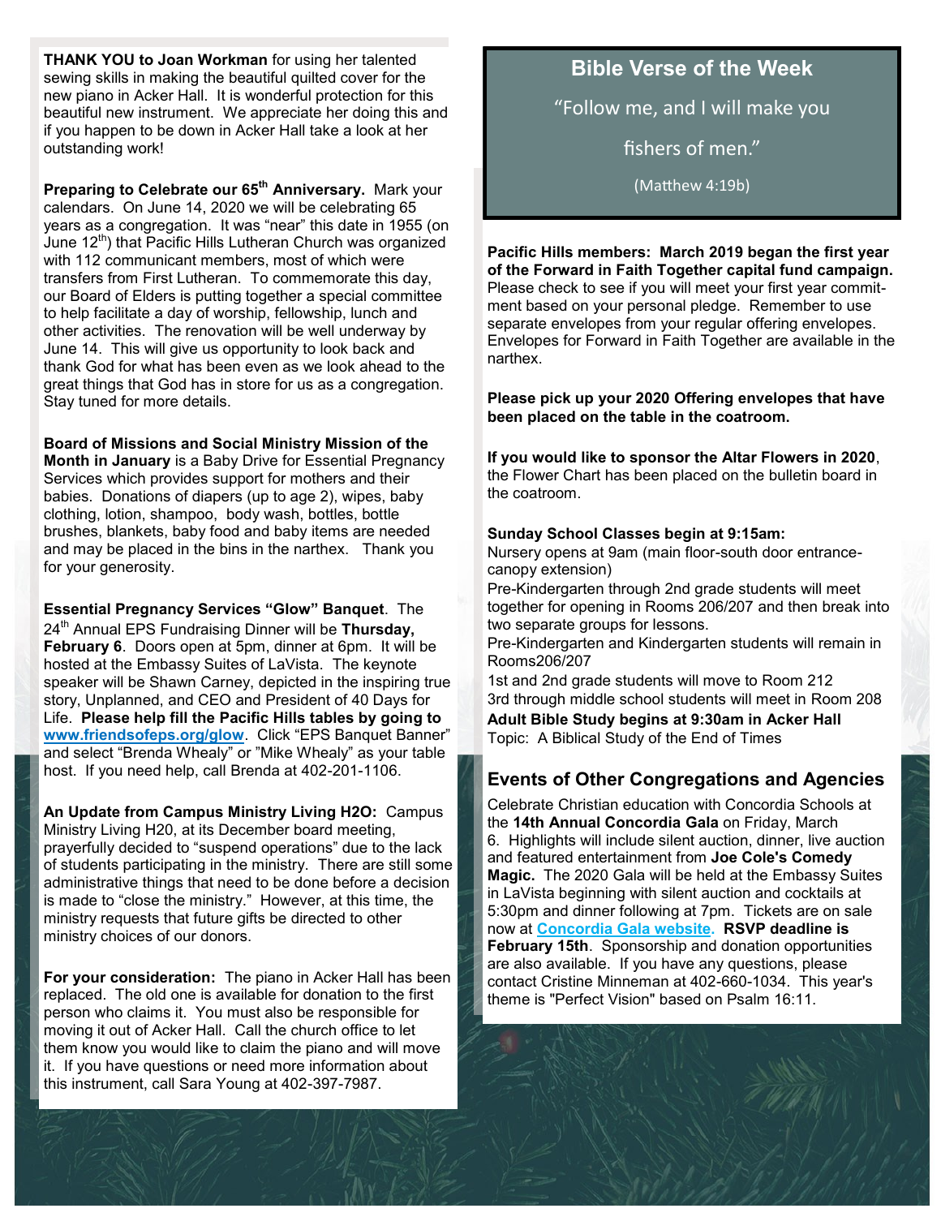**THANK YOU to Joan Workman** for using her talented sewing skills in making the beautiful quilted cover for the new piano in Acker Hall. It is wonderful protection for this beautiful new instrument. We appreciate her doing this and if you happen to be down in Acker Hall take a look at her outstanding work!

**Preparing to Celebrate our 65th Anniversary.** Mark your calendars. On June 14, 2020 we will be celebrating 65 years as a congregation. It was "near" this date in 1955 (on June 12th) that Pacific Hills Lutheran Church was organized with 112 communicant members, most of which were transfers from First Lutheran. To commemorate this day, our Board of Elders is putting together a special committee to help facilitate a day of worship, fellowship, lunch and other activities. The renovation will be well underway by June 14. This will give us opportunity to look back and thank God for what has been even as we look ahead to the great things that God has in store for us as a congregation. Stay tuned for more details.

**Board of Missions and Social Ministry Mission of the Month in January** is a Baby Drive for Essential Pregnancy Services which provides support for mothers and their babies. Donations of diapers (up to age 2), wipes, baby clothing, lotion, shampoo, body wash, bottles, bottle brushes, blankets, baby food and baby items are needed and may be placed in the bins in the narthex. Thank you for your generosity.

**Essential Pregnancy Services "Glow" Banquet**. The 24th Annual EPS Fundraising Dinner will be **Thursday, February 6**. Doors open at 5pm, dinner at 6pm. It will be hosted at the Embassy Suites of LaVista. The keynote speaker will be Shawn Carney, depicted in the inspiring true story, Unplanned, and CEO and President of 40 Days for Life. **Please help fill the Pacific Hills tables by going to [www.friendsofeps.org/glow](www.friendsofeps.org/glow)**. Click "EPS Banquet Banner" and select "Brenda Whealy" or "Mike Whealy" as your table host. If you need help, call Brenda at 402-201-1106.

**An Update from Campus Ministry Living H2O:** Campus Ministry Living H20, at its December board meeting, prayerfully decided to "suspend operations" due to the lack of students participating in the ministry. There are still some administrative things that need to be done before a decision is made to "close the ministry." However, at this time, the ministry requests that future gifts be directed to other ministry choices of our donors.

**For your consideration:** The piano in Acker Hall has been replaced. The old one is available for donation to the first person who claims it. You must also be responsible for moving it out of Acker Hall. Call the church office to let them know you would like to claim the piano and will move it. If you have questions or need more information about this instrument, call Sara Young at 402-397-7987.

## Bible Verse of the Week

"Follow me, and I will make you fishers of men."

(Matthew 4:19b)

**Pacific Hills members: March 2019 began the first year of the Forward in Faith Together capital fund campaign.** Please check to see if you will meet your first year commitment based on your personal pledge. Remember to use separate envelopes from your regular offering envelopes. Envelopes for Forward in Faith Together are available in the narthex.

**Please pick up your 2020 Offering envelopes that have been placed on the table in the coatroom.**

**If you would like to sponsor the Altar Flowers in 2020**, the Flower Chart has been placed on the bulletin board in the coatroom.

**Sunday School Classes begin at 9:15am:**
Nursery opens at 9am (main floor-south door entrance-canopy extension)
Pre-Kindergarten through 2nd grade students will meet together for opening in Rooms 206/207 and then break into two separate groups for lessons.
Pre-Kindergarten and Kindergarten students will remain in Rooms206/207
1st and 2nd grade students will move to Room 212
3rd through middle school students will meet in Room 208
**Adult Bible Study begins at 9:30am in Acker Hall**
Topic: A Biblical Study of the End of Times

## Events of Other Congregations and Agencies

Celebrate Christian education with Concordia Schools at the **14th Annual Concordia Gala** on Friday, March 6. Highlights will include silent auction, dinner, live auction and featured entertainment from **Joe Cole's Comedy Magic.** The 2020 Gala will be held at the Embassy Suites in LaVista beginning with silent auction and cocktails at 5:30pm and dinner following at 7pm. Tickets are on sale now at **Concordia Gala website**. **RSVP deadline is February 15th**. Sponsorship and donation opportunities are also available. If you have any questions, please contact Cristine Minneman at 402-660-1034. This year's theme is "Perfect Vision" based on Psalm 16:11.